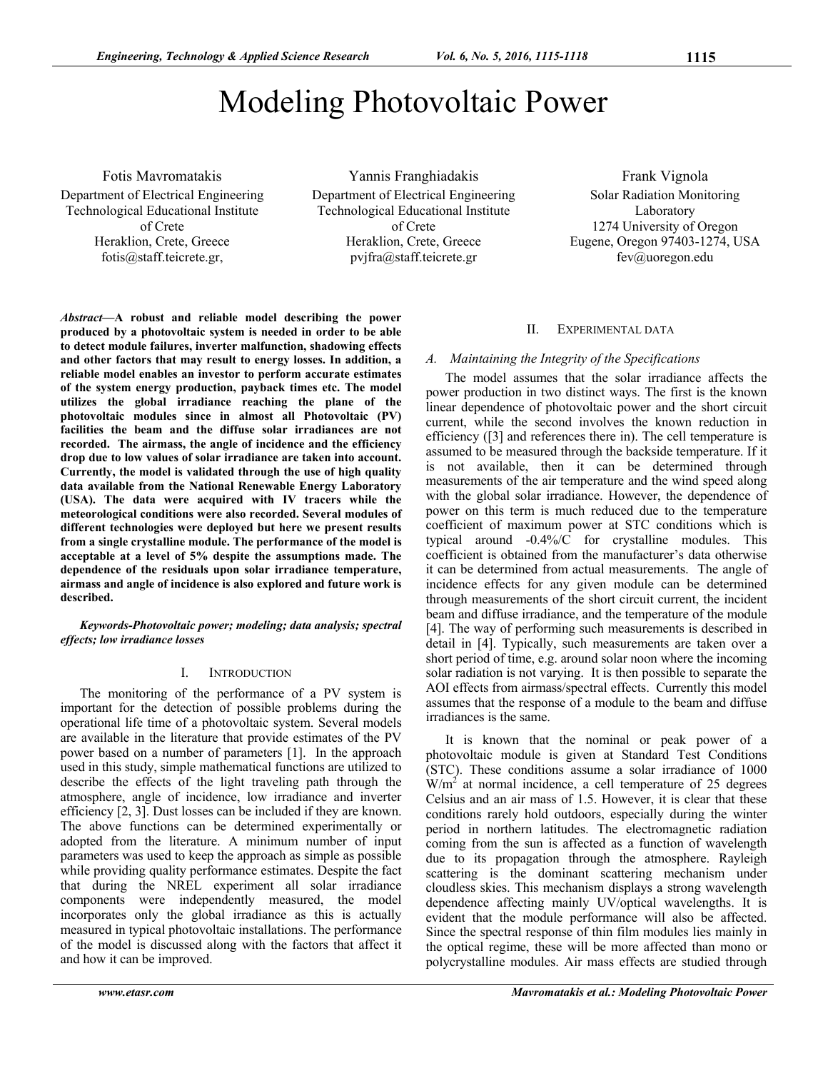# Modeling Photovoltaic Power

Fotis Mavromatakis
Department of Electrical Engineering
Technological Educational Institute of Crete
Heraklion, Crete, Greece
fotis@staff.teicrete.gr,

Yannis Franghiadakis
Department of Electrical Engineering
Technological Educational Institute of Crete
Heraklion, Crete, Greece
pvjfra@staff.teicrete.gr

Frank Vignola
Solar Radiation Monitoring Laboratory
1274 University of Oregon
Eugene, Oregon 97403-1274, USA
fev@uoregon.edu

***Abstract*—A robust and reliable model describing the power produced by a photovoltaic system is needed in order to be able to detect module failures, inverter malfunction, shadowing effects and other factors that may result to energy losses. In addition, a reliable model enables an investor to perform accurate estimates of the system energy production, payback times etc. The model utilizes the global irradiance reaching the plane of the photovoltaic modules since in almost all Photovoltaic (PV) facilities the beam and the diffuse solar irradiances are not recorded. The airmass, the angle of incidence and the efficiency drop due to low values of solar irradiance are taken into account. Currently, the model is validated through the use of high quality data available from the National Renewable Energy Laboratory (USA). The data were acquired with IV tracers while the meteorological conditions were also recorded. Several modules of different technologies were deployed but here we present results from a single crystalline module. The performance of the model is acceptable at a level of 5% despite the assumptions made. The dependence of the residuals upon solar irradiance temperature, airmass and angle of incidence is also explored and future work is described.**

***Keywords-Photovoltaic power; modeling; data analysis; spectral effects; low irradiance losses***

## I. INTRODUCTION

The monitoring of the performance of a PV system is important for the detection of possible problems during the operational life time of a photovoltaic system. Several models are available in the literature that provide estimates of the PV power based on a number of parameters [1]. In the approach used in this study, simple mathematical functions are utilized to describe the effects of the light traveling path through the atmosphere, angle of incidence, low irradiance and inverter efficiency [2, 3]. Dust losses can be included if they are known. The above functions can be determined experimentally or adopted from the literature. A minimum number of input parameters was used to keep the approach as simple as possible while providing quality performance estimates. Despite the fact that during the NREL experiment all solar irradiance components were independently measured, the model incorporates only the global irradiance as this is actually measured in typical photovoltaic installations. The performance of the model is discussed along with the factors that affect it and how it can be improved.

## II. EXPERIMENTAL DATA

### *A. Maintaining the Integrity of the Specifications*

The model assumes that the solar irradiance affects the power production in two distinct ways. The first is the known linear dependence of photovoltaic power and the short circuit current, while the second involves the known reduction in efficiency ([3] and references there in). The cell temperature is assumed to be measured through the backside temperature. If it is not available, then it can be determined through measurements of the air temperature and the wind speed along with the global solar irradiance. However, the dependence of power on this term is much reduced due to the temperature coefficient of maximum power at STC conditions which is typical around -0.4%/C for crystalline modules. This coefficient is obtained from the manufacturer's data otherwise it can be determined from actual measurements. The angle of incidence effects for any given module can be determined through measurements of the short circuit current, the incident beam and diffuse irradiance, and the temperature of the module [4]. The way of performing such measurements is described in detail in [4]. Typically, such measurements are taken over a short period of time, e.g. around solar noon where the incoming solar radiation is not varying. It is then possible to separate the AOI effects from airmass/spectral effects. Currently this model assumes that the response of a module to the beam and diffuse irradiances is the same.

It is known that the nominal or peak power of a photovoltaic module is given at Standard Test Conditions (STC). These conditions assume a solar irradiance of 1000 $W/m^2$ at normal incidence, a cell temperature of 25 degrees Celsius and an air mass of 1.5. However, it is clear that these conditions rarely hold outdoors, especially during the winter period in northern latitudes. The electromagnetic radiation coming from the sun is affected as a function of wavelength due to its propagation through the atmosphere. Rayleigh scattering is the dominant scattering mechanism under cloudless skies. This mechanism displays a strong wavelength dependence affecting mainly UV/optical wavelengths. It is evident that the module performance will also be affected. Since the spectral response of thin film modules lies mainly in the optical regime, these will be more affected than mono or polycrystalline modules. Air mass effects are studied through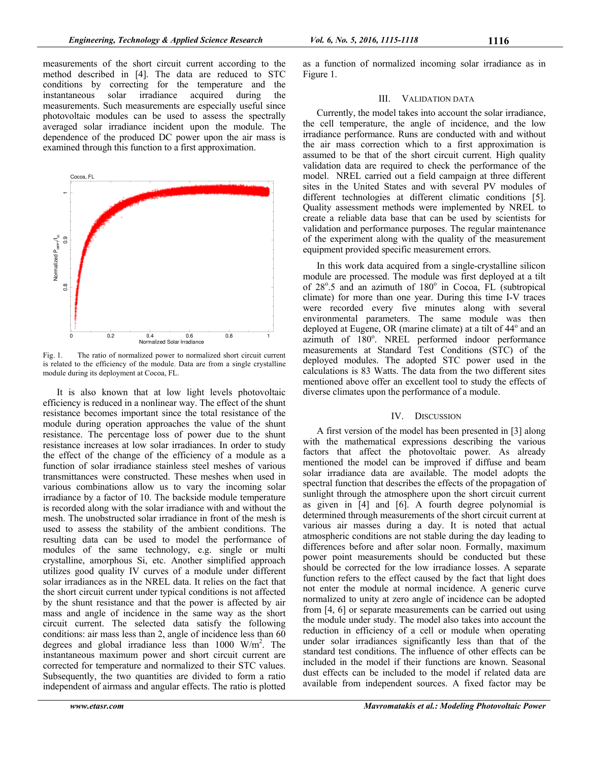measurements of the short circuit current according to the method described in [4]. The data are reduced to STC conditions by correcting for the temperature and the instantaneous solar irradiance acquired during the measurements. Such measurements are especially useful since photovoltaic modules can be used to assess the spectrally averaged solar irradiance incident upon the module. The dependence of the produced DC power upon the air mass is examined through this function to a first approximation.

Fig. 1. The ratio of normalized power to normalized short circuit current is related to the efficiency of the module. Data are from a single crystalline module during its deployment at Cocoa, FL.

It is also known that at low light levels photovoltaic efficiency is reduced in a nonlinear way. The effect of the shunt resistance becomes important since the total resistance of the module during operation approaches the value of the shunt resistance. The percentage loss of power due to the shunt resistance increases at low solar irradiances. In order to study the effect of the change of the efficiency of a module as a function of solar irradiance stainless steel meshes of various transmittances were constructed. These meshes when used in various combinations allow us to vary the incoming solar irradiance by a factor of 10. The backside module temperature is recorded along with the solar irradiance with and without the mesh. The unobstructed solar irradiance in front of the mesh is used to assess the stability of the ambient conditions. The resulting data can be used to model the performance of modules of the same technology, e.g. single or multi crystalline, amorphous Si, etc. Another simplified approach utilizes good quality IV curves of a module under different solar irradiances as in the NREL data. It relies on the fact that the short circuit current under typical conditions is not affected by the shunt resistance and that the power is affected by air mass and angle of incidence in the same way as the short circuit current. The selected data satisfy the following conditions: air mass less than 2, angle of incidence less than 60 degrees and global irradiance less than 1000 $W/m^2$. The instantaneous maximum power and short circuit current are corrected for temperature and normalized to their STC values. Subsequently, the two quantities are divided to form a ratio independent of airmass and angular effects. The ratio is plotted as a function of normalized incoming solar irradiance as in Figure 1.

## III. Validation Data

Currently, the model takes into account the solar irradiance, the cell temperature, the angle of incidence, and the low irradiance performance. Runs are conducted with and without the air mass correction which to a first approximation is assumed to be that of the short circuit current. High quality validation data are required to check the performance of the model. NREL carried out a field campaign at three different sites in the United States and with several PV modules of different technologies at different climatic conditions [5]. Quality assessment methods were implemented by NREL to create a reliable data base that can be used by scientists for validation and performance purposes. The regular maintenance of the experiment along with the quality of the measurement equipment provided specific measurement errors.

In this work data acquired from a single-crystalline silicon module are processed. The module was first deployed at a tilt of $28^o.5$ and an azimuth of $180^o$ in Cocoa, FL (subtropical climate) for more than one year. During this time I-V traces were recorded every five minutes along with several environmental parameters. The same module was then deployed at Eugene, OR (marine climate) at a tilt of $44^o$ and an azimuth of $180^o$. NREL performed indoor performance measurements at Standard Test Conditions (STC) of the deployed modules. The adopted STC power used in the calculations is 83 Watts. The data from the two different sites mentioned above offer an excellent tool to study the effects of diverse climates upon the performance of a module.

## IV. Discussion

A first version of the model has been presented in [3] along with the mathematical expressions describing the various factors that affect the photovoltaic power. As already mentioned the model can be improved if diffuse and beam solar irradiance data are available. The model adopts the spectral function that describes the effects of the propagation of sunlight through the atmosphere upon the short circuit current as given in [4] and [6]. A fourth degree polynomial is determined through measurements of the short circuit current at various air masses during a day. It is noted that actual atmospheric conditions are not stable during the day leading to differences before and after solar noon. Formally, maximum power point measurements should be conducted but these should be corrected for the low irradiance losses. A separate function refers to the effect caused by the fact that light does not enter the module at normal incidence. A generic curve normalized to unity at zero angle of incidence can be adopted from [4, 6] or separate measurements can be carried out using the module under study. The model also takes into account the reduction in efficiency of a cell or module when operating under solar irradiances significantly less than that of the standard test conditions. The influence of other effects can be included in the model if their functions are known. Seasonal dust effects can be included to the model if related data are available from independent sources. A fixed factor may be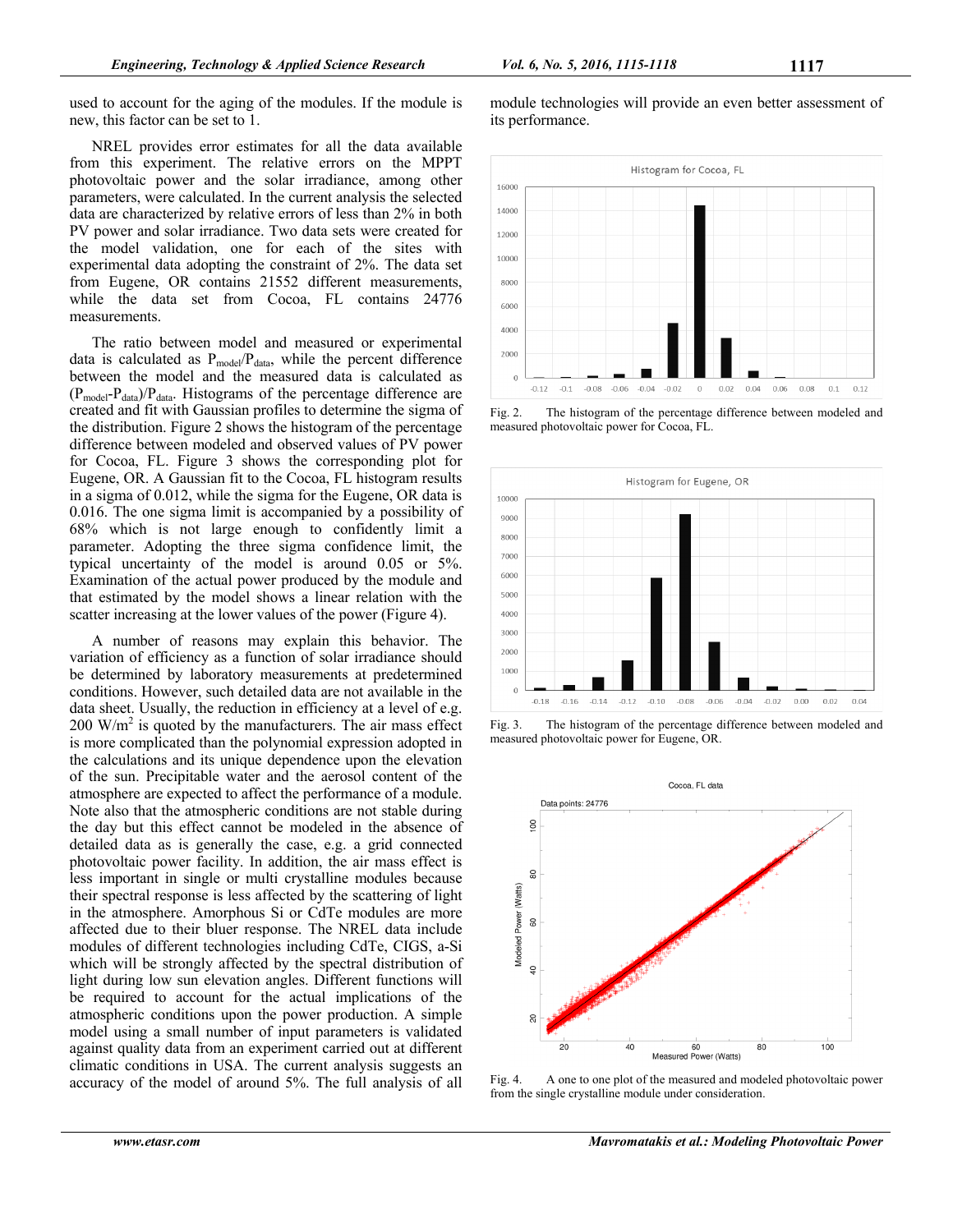used to account for the aging of the modules. If the module is new, this factor can be set to 1.

NREL provides error estimates for all the data available from this experiment. The relative errors on the MPPT photovoltaic power and the solar irradiance, among other parameters, were calculated. In the current analysis the selected data are characterized by relative errors of less than 2% in both PV power and solar irradiance. Two data sets were created for the model validation, one for each of the sites with experimental data adopting the constraint of 2%. The data set from Eugene, OR contains 21552 different measurements, while the data set from Cocoa, FL contains 24776 measurements.

The ratio between model and measured or experimental data is calculated as $P_{model}/P_{data}$, while the percent difference between the model and the measured data is calculated as $(P_{model}-P_{data})/P_{data}$. Histograms of the percentage difference are created and fit with Gaussian profiles to determine the sigma of the distribution. Figure 2 shows the histogram of the percentage difference between modeled and observed values of PV power for Cocoa, FL. Figure 3 shows the corresponding plot for Eugene, OR. A Gaussian fit to the Cocoa, FL histogram results in a sigma of 0.012, while the sigma for the Eugene, OR data is 0.016. The one sigma limit is accompanied by a possibility of 68% which is not large enough to confidently limit a parameter. Adopting the three sigma confidence limit, the typical uncertainty of the model is around 0.05 or 5%. Examination of the actual power produced by the module and that estimated by the model shows a linear relation with the scatter increasing at the lower values of the power (Figure 4).

A number of reasons may explain this behavior. The variation of efficiency as a function of solar irradiance should be determined by laboratory measurements at predetermined conditions. However, such detailed data are not available in the data sheet. Usually, the reduction in efficiency at a level of e.g. 200 $W/m^2$ is quoted by the manufacturers. The air mass effect is more complicated than the polynomial expression adopted in the calculations and its unique dependence upon the elevation of the sun. Precipitable water and the aerosol content of the atmosphere are expected to affect the performance of a module. Note also that the atmospheric conditions are not stable during the day but this effect cannot be modeled in the absence of detailed data as is generally the case, e.g. a grid connected photovoltaic power facility. In addition, the air mass effect is less important in single or multi crystalline modules because their spectral response is less affected by the scattering of light in the atmosphere. Amorphous Si or CdTe modules are more affected due to their bluer response. The NREL data include modules of different technologies including CdTe, CIGS, a-Si which will be strongly affected by the spectral distribution of light during low sun elevation angles. Different functions will be required to account for the actual implications of the atmospheric conditions upon the power production. A simple model using a small number of input parameters is validated against quality data from an experiment carried out at different climatic conditions in USA. The current analysis suggests an accuracy of the model of around 5%. The full analysis of all module technologies will provide an even better assessment of its performance.

Fig. 2. The histogram of the percentage difference between modeled and measured photovoltaic power for Cocoa, FL.

Fig. 3. The histogram of the percentage difference between modeled and measured photovoltaic power for Eugene, OR.

Fig. 4. A one to one plot of the measured and modeled photovoltaic power from the single crystalline module under consideration.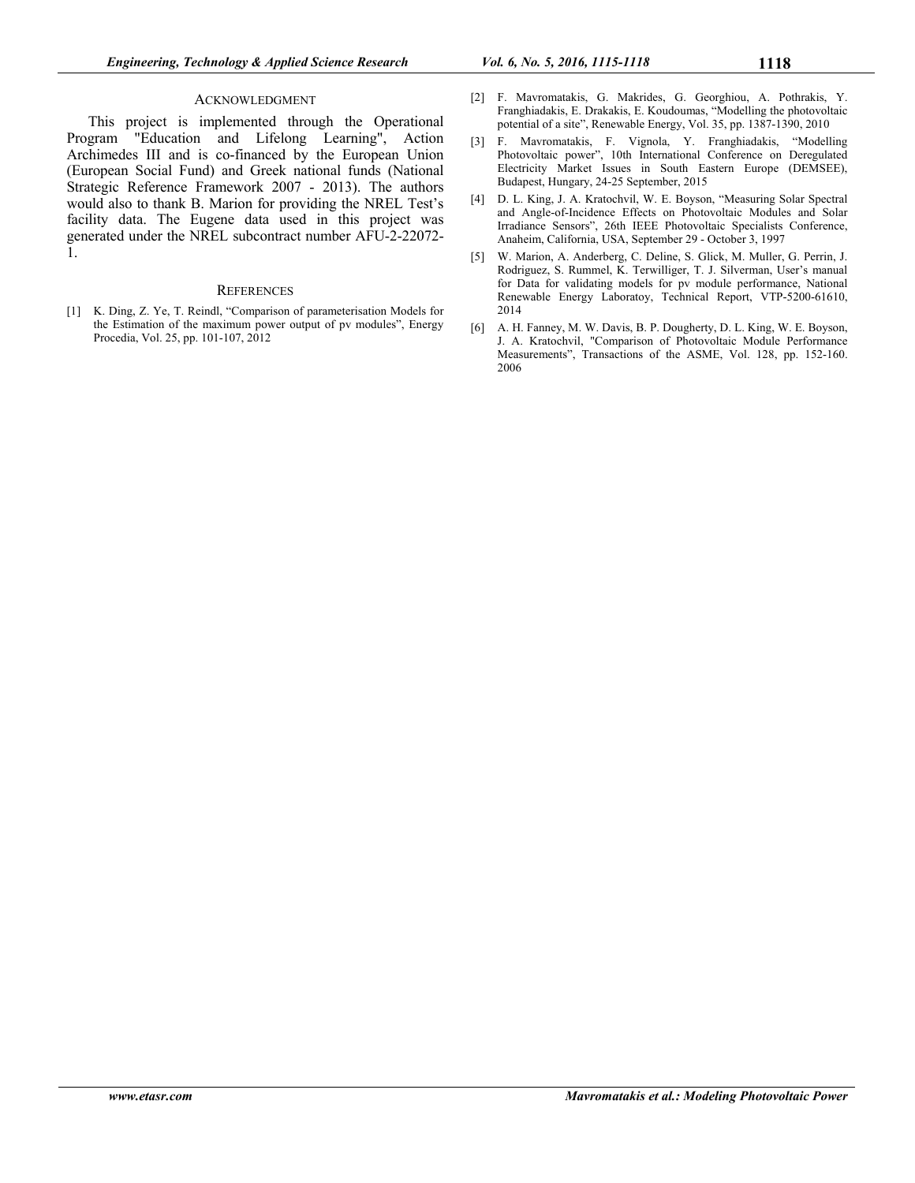## ACKNOWLEDGMENT

This project is implemented through the Operational Program "Education and Lifelong Learning", Action Archimedes III and is co-financed by the European Union (European Social Fund) and Greek national funds (National Strategic Reference Framework 2007 - 2013). The authors would also to thank B. Marion for providing the NREL Test's facility data. The Eugene data used in this project was generated under the NREL subcontract number AFU-2-22072-1.

## REFERENCES

[1] K. Ding, Z. Ye, T. Reindl, "Comparison of parameterisation Models for the Estimation of the maximum power output of pv modules", Energy Procedia, Vol. 25, pp. 101-107, 2012

[2] F. Mavromatakis, G. Makrides, G. Georghiou, A. Pothrakis, Y. Franghiadakis, E. Drakakis, E. Koudoumas, "Modelling the photovoltaic potential of a site", Renewable Energy, Vol. 35, pp. 1387-1390, 2010

[3] F. Mavromatakis, F. Vignola, Y. Franghiadakis, "Modelling Photovoltaic power", 10th International Conference on Deregulated Electricity Market Issues in South Eastern Europe (DEMSEE), Budapest, Hungary, 24-25 September, 2015

[4] D. L. King, J. A. Kratochvil, W. E. Boyson, "Measuring Solar Spectral and Angle-of-Incidence Effects on Photovoltaic Modules and Solar Irradiance Sensors", 26th IEEE Photovoltaic Specialists Conference, Anaheim, California, USA, September 29 - October 3, 1997

[5] W. Marion, A. Anderberg, C. Deline, S. Glick, M. Muller, G. Perrin, J. Rodriguez, S. Rummel, K. Terwilliger, T. J. Silverman, User's manual for Data for validating models for pv module performance, National Renewable Energy Laboratoy, Technical Report, VTP-5200-61610, 2014

[6] A. H. Fanney, M. W. Davis, B. P. Dougherty, D. L. King, W. E. Boyson, J. A. Kratochvil, "Comparison of Photovoltaic Module Performance Measurements", Transactions of the ASME, Vol. 128, pp. 152-160. 2006